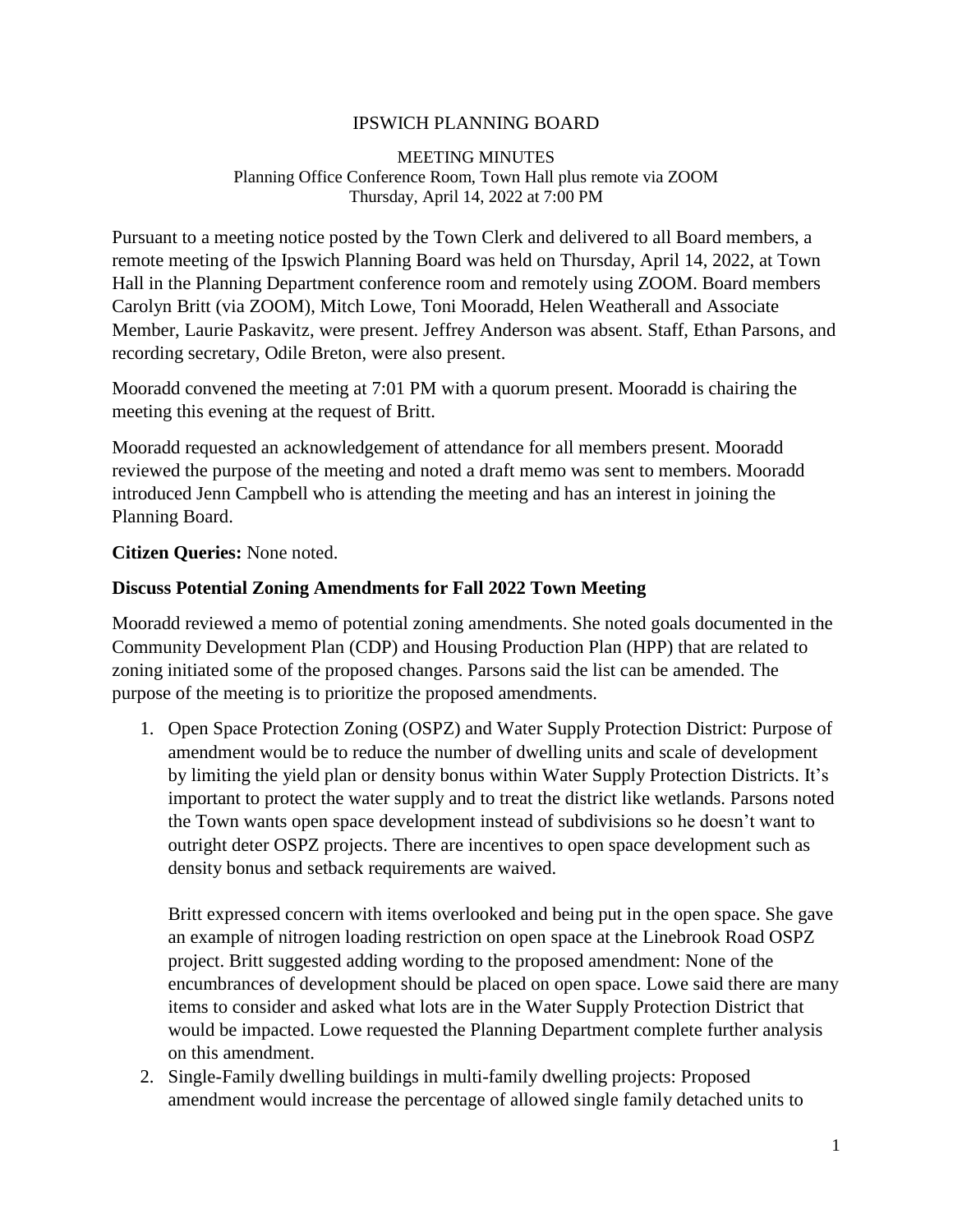# IPSWICH PLANNING BOARD

MEETING MINUTES
Planning Office Conference Room, Town Hall plus remote via ZOOM
Thursday, April 14, 2022 at 7:00 PM

Pursuant to a meeting notice posted by the Town Clerk and delivered to all Board members, a remote meeting of the Ipswich Planning Board was held on Thursday, April 14, 2022, at Town Hall in the Planning Department conference room and remotely using ZOOM. Board members Carolyn Britt (via ZOOM), Mitch Lowe, Toni Mooradd, Helen Weatherall and Associate Member, Laurie Paskavitz, were present. Jeffrey Anderson was absent. Staff, Ethan Parsons, and recording secretary, Odile Breton, were also present.

Mooradd convened the meeting at 7:01 PM with a quorum present. Mooradd is chairing the meeting this evening at the request of Britt.

Mooradd requested an acknowledgement of attendance for all members present. Mooradd reviewed the purpose of the meeting and noted a draft memo was sent to members. Mooradd introduced Jenn Campbell who is attending the meeting and has an interest in joining the Planning Board.

**Citizen Queries:** None noted.

**Discuss Potential Zoning Amendments for Fall 2022 Town Meeting**

Mooradd reviewed a memo of potential zoning amendments. She noted goals documented in the Community Development Plan (CDP) and Housing Production Plan (HPP) that are related to zoning initiated some of the proposed changes. Parsons said the list can be amended. The purpose of the meeting is to prioritize the proposed amendments.

1. Open Space Protection Zoning (OSPZ) and Water Supply Protection District: Purpose of amendment would be to reduce the number of dwelling units and scale of development by limiting the yield plan or density bonus within Water Supply Protection Districts. It's important to protect the water supply and to treat the district like wetlands. Parsons noted the Town wants open space development instead of subdivisions so he doesn't want to outright deter OSPZ projects. There are incentives to open space development such as density bonus and setback requirements are waived.

   Britt expressed concern with items overlooked and being put in the open space. She gave an example of nitrogen loading restriction on open space at the Linebrook Road OSPZ project. Britt suggested adding wording to the proposed amendment: None of the encumbrances of development should be placed on open space. Lowe said there are many items to consider and asked what lots are in the Water Supply Protection District that would be impacted. Lowe requested the Planning Department complete further analysis on this amendment.

2. Single-Family dwelling buildings in multi-family dwelling projects: Proposed amendment would increase the percentage of allowed single family detached units to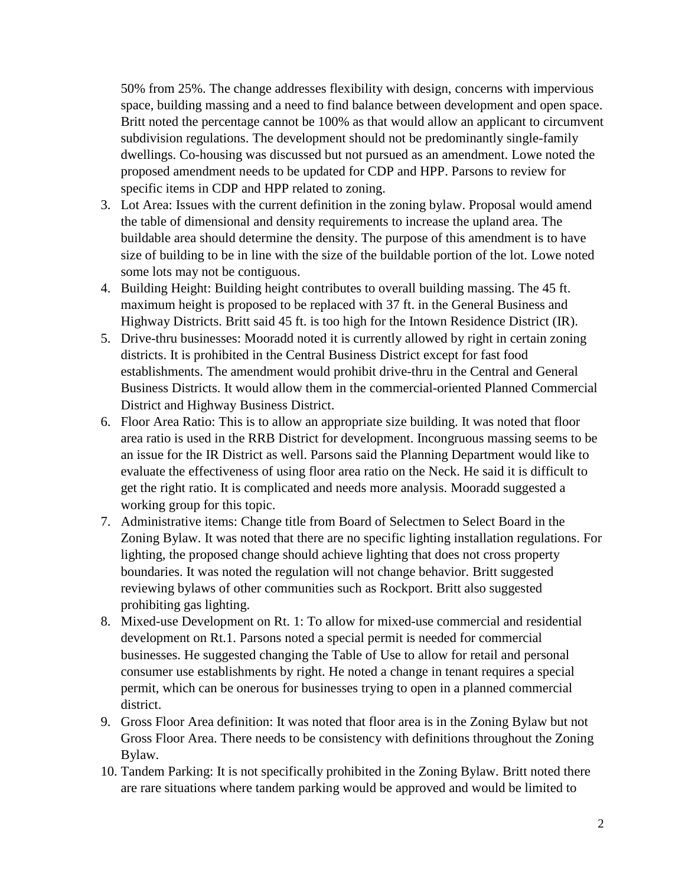50% from 25%. The change addresses flexibility with design, concerns with impervious space, building massing and a need to find balance between development and open space. Britt noted the percentage cannot be 100% as that would allow an applicant to circumvent subdivision regulations. The development should not be predominantly single-family dwellings. Co-housing was discussed but not pursued as an amendment. Lowe noted the proposed amendment needs to be updated for CDP and HPP. Parsons to review for specific items in CDP and HPP related to zoning.

3. Lot Area: Issues with the current definition in the zoning bylaw. Proposal would amend the table of dimensional and density requirements to increase the upland area. The buildable area should determine the density. The purpose of this amendment is to have size of building to be in line with the size of the buildable portion of the lot. Lowe noted some lots may not be contiguous.
4. Building Height: Building height contributes to overall building massing. The 45 ft. maximum height is proposed to be replaced with 37 ft. in the General Business and Highway Districts. Britt said 45 ft. is too high for the Intown Residence District (IR).
5. Drive-thru businesses: Mooradd noted it is currently allowed by right in certain zoning districts. It is prohibited in the Central Business District except for fast food establishments. The amendment would prohibit drive-thru in the Central and General Business Districts. It would allow them in the commercial-oriented Planned Commercial District and Highway Business District.
6. Floor Area Ratio: This is to allow an appropriate size building. It was noted that floor area ratio is used in the RRB District for development. Incongruous massing seems to be an issue for the IR District as well. Parsons said the Planning Department would like to evaluate the effectiveness of using floor area ratio on the Neck. He said it is difficult to get the right ratio. It is complicated and needs more analysis. Mooradd suggested a working group for this topic.
7. Administrative items: Change title from Board of Selectmen to Select Board in the Zoning Bylaw. It was noted that there are no specific lighting installation regulations. For lighting, the proposed change should achieve lighting that does not cross property boundaries. It was noted the regulation will not change behavior. Britt suggested reviewing bylaws of other communities such as Rockport. Britt also suggested prohibiting gas lighting.
8. Mixed-use Development on Rt. 1: To allow for mixed-use commercial and residential development on Rt.1. Parsons noted a special permit is needed for commercial businesses. He suggested changing the Table of Use to allow for retail and personal consumer use establishments by right. He noted a change in tenant requires a special permit, which can be onerous for businesses trying to open in a planned commercial district.
9. Gross Floor Area definition: It was noted that floor area is in the Zoning Bylaw but not Gross Floor Area. There needs to be consistency with definitions throughout the Zoning Bylaw.
10. Tandem Parking: It is not specifically prohibited in the Zoning Bylaw. Britt noted there are rare situations where tandem parking would be approved and would be limited to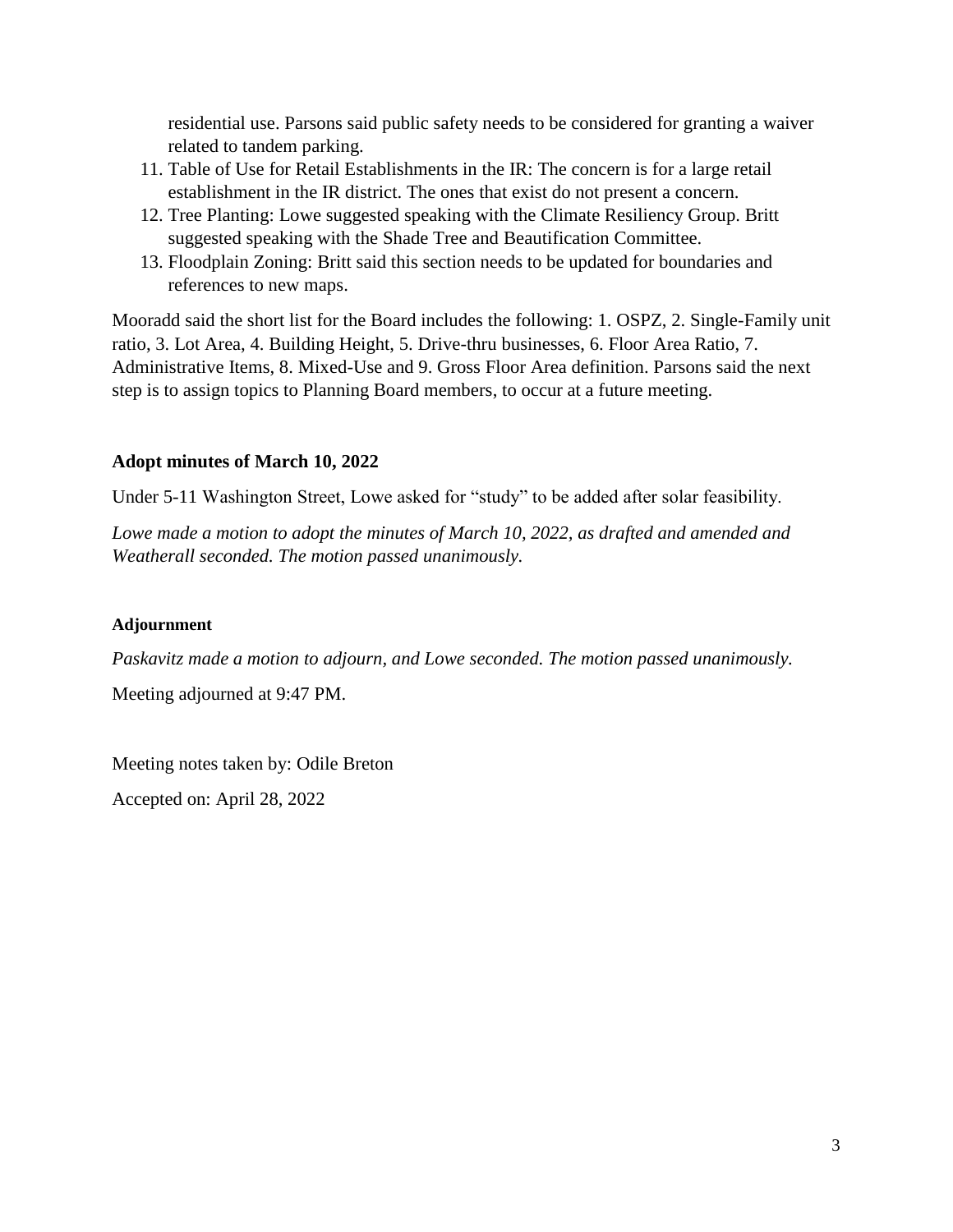residential use. Parsons said public safety needs to be considered for granting a waiver related to tandem parking.

11. Table of Use for Retail Establishments in the IR: The concern is for a large retail establishment in the IR district. The ones that exist do not present a concern.
12. Tree Planting: Lowe suggested speaking with the Climate Resiliency Group. Britt suggested speaking with the Shade Tree and Beautification Committee.
13. Floodplain Zoning: Britt said this section needs to be updated for boundaries and references to new maps.

Mooradd said the short list for the Board includes the following: 1. OSPZ, 2. Single-Family unit ratio, 3. Lot Area, 4. Building Height, 5. Drive-thru businesses, 6. Floor Area Ratio, 7. Administrative Items, 8. Mixed-Use and 9. Gross Floor Area definition. Parsons said the next step is to assign topics to Planning Board members, to occur at a future meeting.

### Adopt minutes of March 10, 2022

Under 5-11 Washington Street, Lowe asked for "study" to be added after solar feasibility.

*Lowe made a motion to adopt the minutes of March 10, 2022, as drafted and amended and Weatherall seconded. The motion passed unanimously.*

#### Adjournment

*Paskavitz made a motion to adjourn, and Lowe seconded. The motion passed unanimously.*

Meeting adjourned at 9:47 PM.

Meeting notes taken by: Odile Breton

Accepted on: April 28, 2022